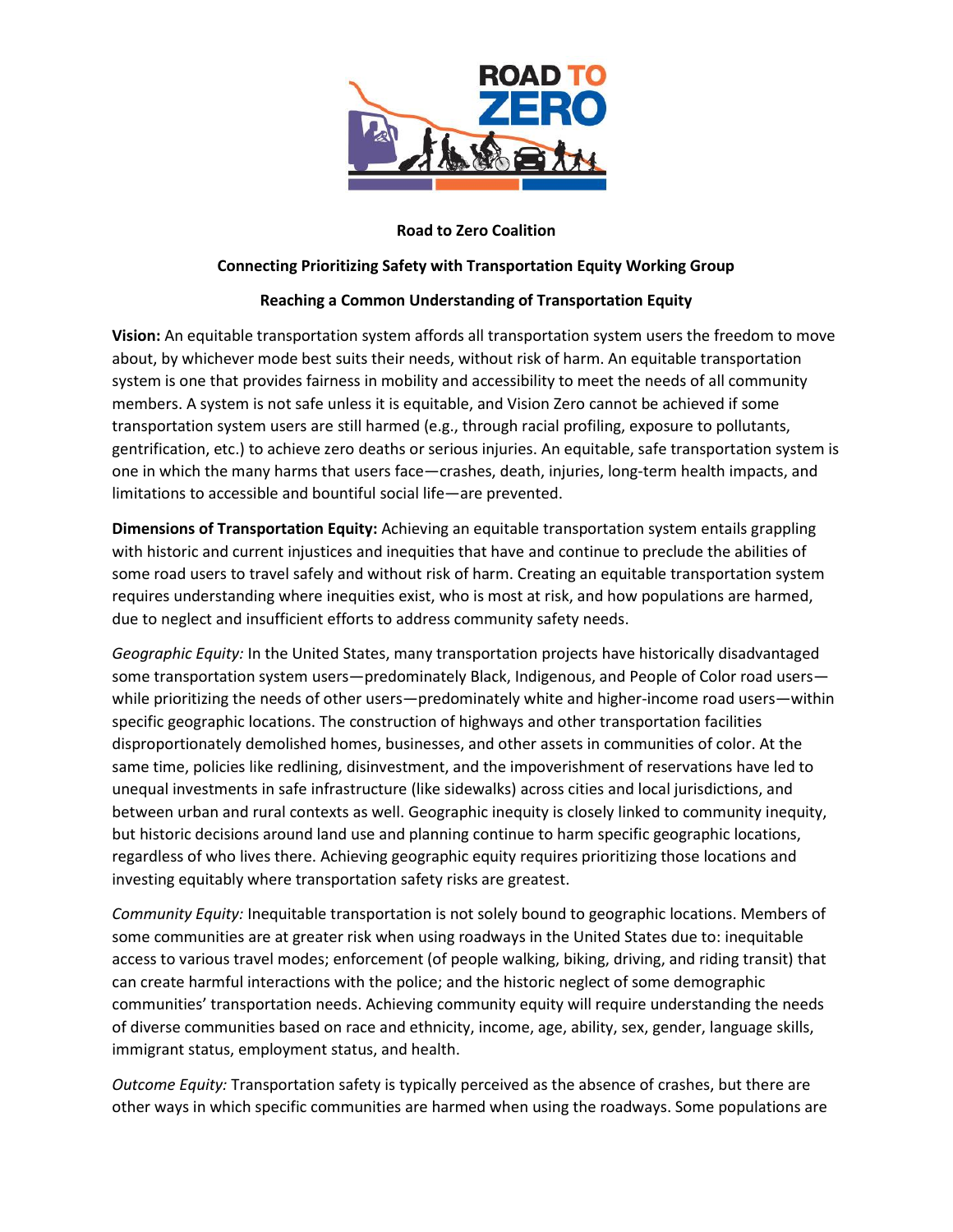**Road to Zero Coalition**

**Connecting Prioritizing Safety with Transportation Equity Working Group**

**Reaching a Common Understanding of Transportation Equity**

**Vision:** An equitable transportation system affords all transportation system users the freedom to move about, by whichever mode best suits their needs, without risk of harm. An equitable transportation system is one that provides fairness in mobility and accessibility to meet the needs of all community members. A system is not safe unless it is equitable, and Vision Zero cannot be achieved if some transportation system users are still harmed (e.g., through racial profiling, exposure to pollutants, gentrification, etc.) to achieve zero deaths or serious injuries. An equitable, safe transportation system is one in which the many harms that users face—crashes, death, injuries, long-term health impacts, and limitations to accessible and bountiful social life—are prevented.

**Dimensions of Transportation Equity:** Achieving an equitable transportation system entails grappling with historic and current injustices and inequities that have and continue to preclude the abilities of some road users to travel safely and without risk of harm. Creating an equitable transportation system requires understanding where inequities exist, who is most at risk, and how populations are harmed, due to neglect and insufficient efforts to address community safety needs.

*Geographic Equity:* In the United States, many transportation projects have historically disadvantaged some transportation system users—predominately Black, Indigenous, and People of Color road users—while prioritizing the needs of other users—predominately white and higher-income road users—within specific geographic locations. The construction of highways and other transportation facilities disproportionately demolished homes, businesses, and other assets in communities of color. At the same time, policies like redlining, disinvestment, and the impoverishment of reservations have led to unequal investments in safe infrastructure (like sidewalks) across cities and local jurisdictions, and between urban and rural contexts as well. Geographic inequity is closely linked to community inequity, but historic decisions around land use and planning continue to harm specific geographic locations, regardless of who lives there. Achieving geographic equity requires prioritizing those locations and investing equitably where transportation safety risks are greatest.

*Community Equity:* Inequitable transportation is not solely bound to geographic locations. Members of some communities are at greater risk when using roadways in the United States due to: inequitable access to various travel modes; enforcement (of people walking, biking, driving, and riding transit) that can create harmful interactions with the police; and the historic neglect of some demographic communities' transportation needs. Achieving community equity will require understanding the needs of diverse communities based on race and ethnicity, income, age, ability, sex, gender, language skills, immigrant status, employment status, and health.

*Outcome Equity:* Transportation safety is typically perceived as the absence of crashes, but there are other ways in which specific communities are harmed when using the roadways. Some populations are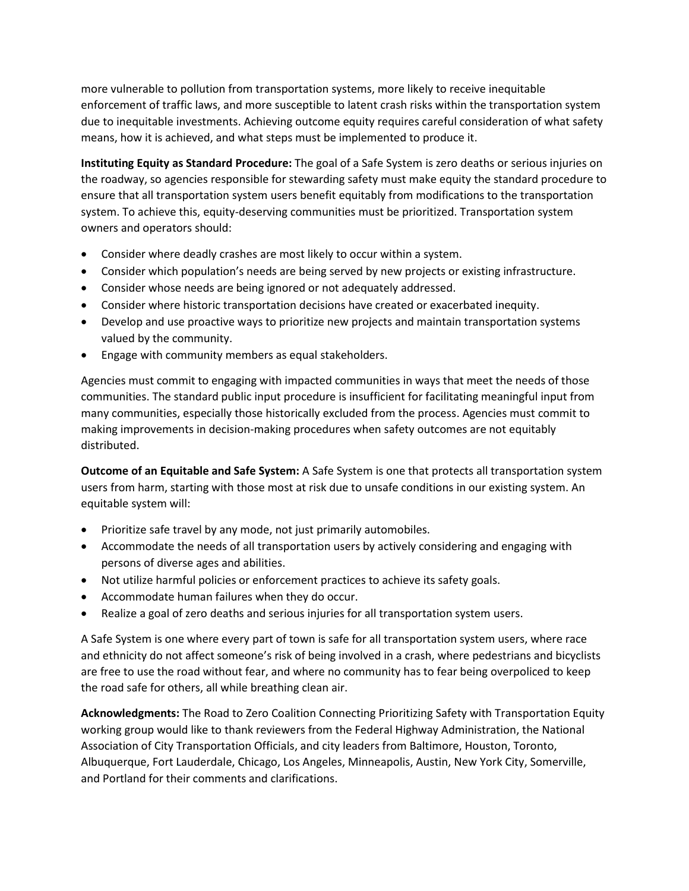more vulnerable to pollution from transportation systems, more likely to receive inequitable enforcement of traffic laws, and more susceptible to latent crash risks within the transportation system due to inequitable investments. Achieving outcome equity requires careful consideration of what safety means, how it is achieved, and what steps must be implemented to produce it.

**Instituting Equity as Standard Procedure:** The goal of a Safe System is zero deaths or serious injuries on the roadway, so agencies responsible for stewarding safety must make equity the standard procedure to ensure that all transportation system users benefit equitably from modifications to the transportation system. To achieve this, equity-deserving communities must be prioritized. Transportation system owners and operators should:

- Consider where deadly crashes are most likely to occur within a system.
- Consider which population's needs are being served by new projects or existing infrastructure.
- Consider whose needs are being ignored or not adequately addressed.
- Consider where historic transportation decisions have created or exacerbated inequity.
- Develop and use proactive ways to prioritize new projects and maintain transportation systems valued by the community.
- Engage with community members as equal stakeholders.

Agencies must commit to engaging with impacted communities in ways that meet the needs of those communities. The standard public input procedure is insufficient for facilitating meaningful input from many communities, especially those historically excluded from the process. Agencies must commit to making improvements in decision-making procedures when safety outcomes are not equitably distributed.

**Outcome of an Equitable and Safe System:** A Safe System is one that protects all transportation system users from harm, starting with those most at risk due to unsafe conditions in our existing system. An equitable system will:

- Prioritize safe travel by any mode, not just primarily automobiles.
- Accommodate the needs of all transportation users by actively considering and engaging with persons of diverse ages and abilities.
- Not utilize harmful policies or enforcement practices to achieve its safety goals.
- Accommodate human failures when they do occur.
- Realize a goal of zero deaths and serious injuries for all transportation system users.

A Safe System is one where every part of town is safe for all transportation system users, where race and ethnicity do not affect someone's risk of being involved in a crash, where pedestrians and bicyclists are free to use the road without fear, and where no community has to fear being overpoliced to keep the road safe for others, all while breathing clean air.

**Acknowledgments:** The Road to Zero Coalition Connecting Prioritizing Safety with Transportation Equity working group would like to thank reviewers from the Federal Highway Administration, the National Association of City Transportation Officials, and city leaders from Baltimore, Houston, Toronto, Albuquerque, Fort Lauderdale, Chicago, Los Angeles, Minneapolis, Austin, New York City, Somerville, and Portland for their comments and clarifications.